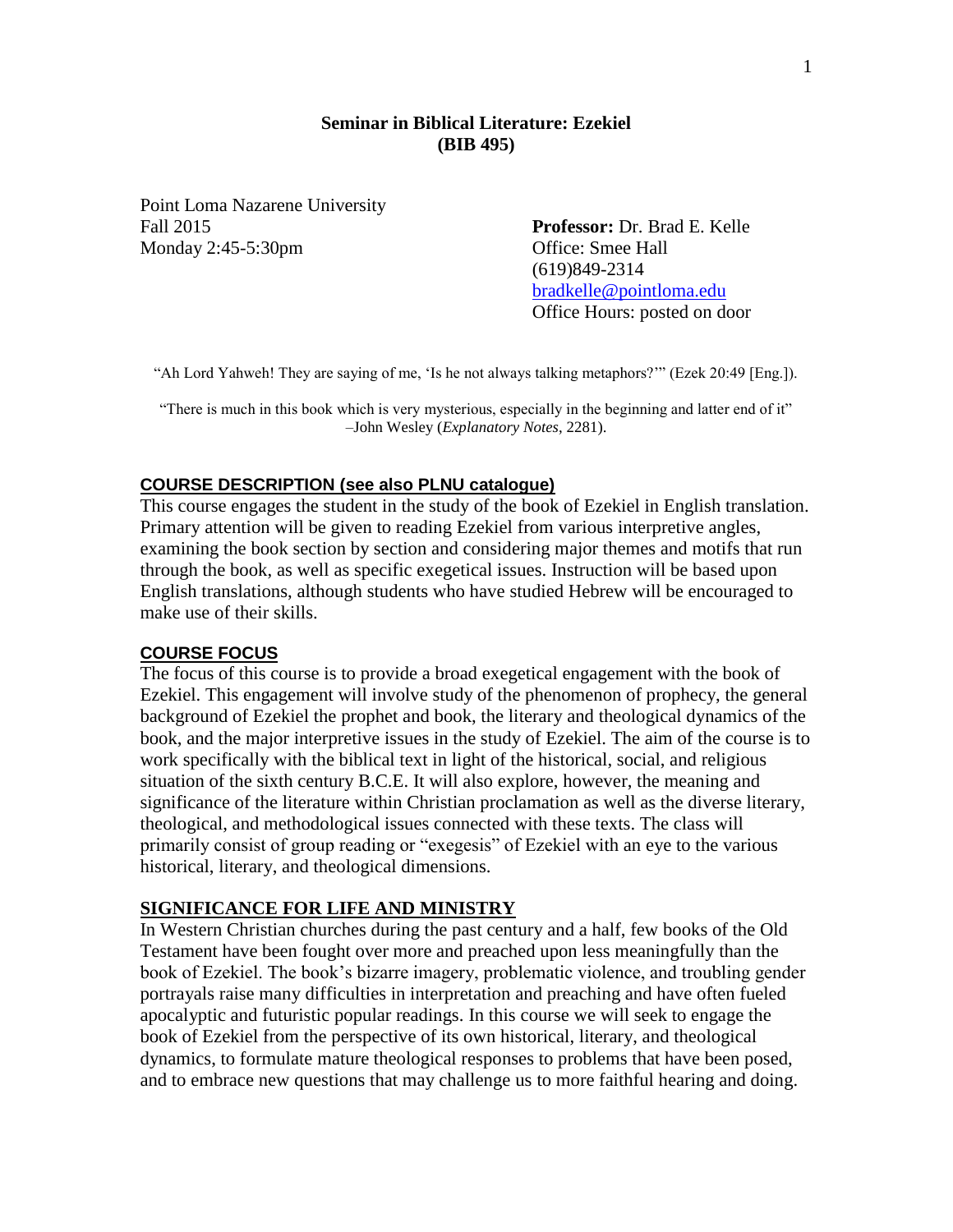**Seminar in Biblical Literature: Ezekiel**
**(BIB 495)**

Point Loma Nazarene University
Fall 2015
Monday 2:45-5:30pm

**Professor:** Dr. Brad E. Kelle
Office: Smee Hall
(619)849-2314
bradkelle@pointloma.edu
Office Hours: posted on door

"Ah Lord Yahweh! They are saying of me, 'Is he not always talking metaphors?'" (Ezek 20:49 [Eng.]).

"There is much in this book which is very mysterious, especially in the beginning and latter end of it" –John Wesley (*Explanatory Notes*, 2281).

## COURSE DESCRIPTION (see also PLNU catalogue)

This course engages the student in the study of the book of Ezekiel in English translation. Primary attention will be given to reading Ezekiel from various interpretive angles, examining the book section by section and considering major themes and motifs that run through the book, as well as specific exegetical issues. Instruction will be based upon English translations, although students who have studied Hebrew will be encouraged to make use of their skills.

## COURSE FOCUS

The focus of this course is to provide a broad exegetical engagement with the book of Ezekiel. This engagement will involve study of the phenomenon of prophecy, the general background of Ezekiel the prophet and book, the literary and theological dynamics of the book, and the major interpretive issues in the study of Ezekiel. The aim of the course is to work specifically with the biblical text in light of the historical, social, and religious situation of the sixth century B.C.E. It will also explore, however, the meaning and significance of the literature within Christian proclamation as well as the diverse literary, theological, and methodological issues connected with these texts. The class will primarily consist of group reading or "exegesis" of Ezekiel with an eye to the various historical, literary, and theological dimensions.

## SIGNIFICANCE FOR LIFE AND MINISTRY

In Western Christian churches during the past century and a half, few books of the Old Testament have been fought over more and preached upon less meaningfully than the book of Ezekiel. The book's bizarre imagery, problematic violence, and troubling gender portrayals raise many difficulties in interpretation and preaching and have often fueled apocalyptic and futuristic popular readings. In this course we will seek to engage the book of Ezekiel from the perspective of its own historical, literary, and theological dynamics, to formulate mature theological responses to problems that have been posed, and to embrace new questions that may challenge us to more faithful hearing and doing.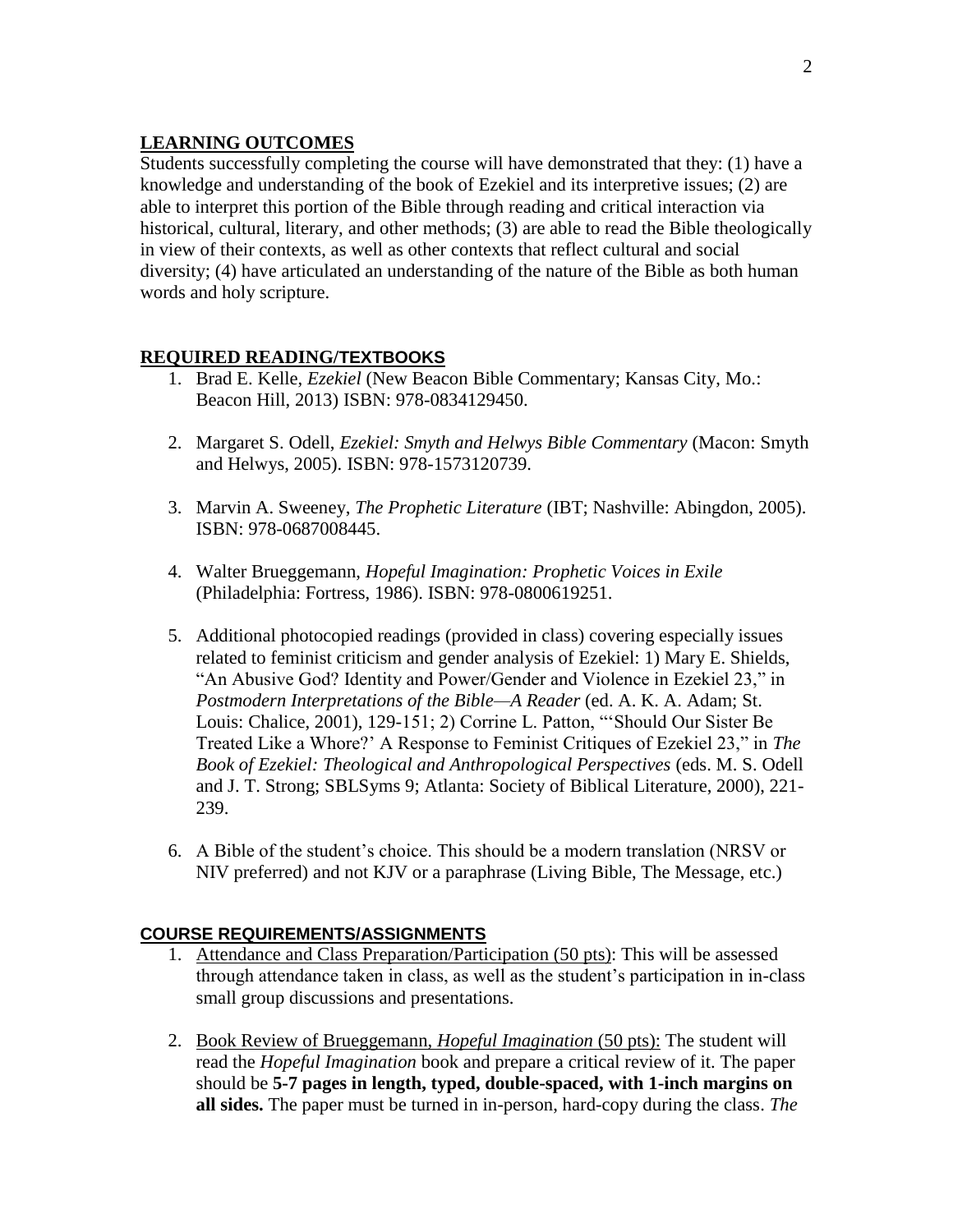## LEARNING OUTCOMES

Students successfully completing the course will have demonstrated that they: (1) have a knowledge and understanding of the book of Ezekiel and its interpretive issues; (2) are able to interpret this portion of the Bible through reading and critical interaction via historical, cultural, literary, and other methods; (3) are able to read the Bible theologically in view of their contexts, as well as other contexts that reflect cultural and social diversity; (4) have articulated an understanding of the nature of the Bible as both human words and holy scripture.

## REQUIRED READING/TEXTBOOKS

1. Brad E. Kelle, *Ezekiel* (New Beacon Bible Commentary; Kansas City, Mo.: Beacon Hill, 2013) ISBN: 978-0834129450.

2. Margaret S. Odell, *Ezekiel: Smyth and Helwys Bible Commentary* (Macon: Smyth and Helwys, 2005). ISBN: 978-1573120739.

3. Marvin A. Sweeney, *The Prophetic Literature* (IBT; Nashville: Abingdon, 2005). ISBN: 978-0687008445.

4. Walter Brueggemann, *Hopeful Imagination: Prophetic Voices in Exile* (Philadelphia: Fortress, 1986). ISBN: 978-0800619251.

5. Additional photocopied readings (provided in class) covering especially issues related to feminist criticism and gender analysis of Ezekiel: 1) Mary E. Shields, "An Abusive God? Identity and Power/Gender and Violence in Ezekiel 23," in *Postmodern Interpretations of the Bible—A Reader* (ed. A. K. A. Adam; St. Louis: Chalice, 2001), 129-151; 2) Corrine L. Patton, "'Should Our Sister Be Treated Like a Whore?' A Response to Feminist Critiques of Ezekiel 23," in *The Book of Ezekiel: Theological and Anthropological Perspectives* (eds. M. S. Odell and J. T. Strong; SBLSyms 9; Atlanta: Society of Biblical Literature, 2000), 221-239.

6. A Bible of the student's choice. This should be a modern translation (NRSV or NIV preferred) and not KJV or a paraphrase (Living Bible, The Message, etc.)

## COURSE REQUIREMENTS/ASSIGNMENTS

1. Attendance and Class Preparation/Participation (50 pts): This will be assessed through attendance taken in class, as well as the student's participation in in-class small group discussions and presentations.

2. Book Review of Brueggemann, *Hopeful Imagination* (50 pts): The student will read the *Hopeful Imagination* book and prepare a critical review of it. The paper should be **5-7 pages in length, typed, double-spaced, with 1-inch margins on all sides.** The paper must be turned in in-person, hard-copy during the class. *The*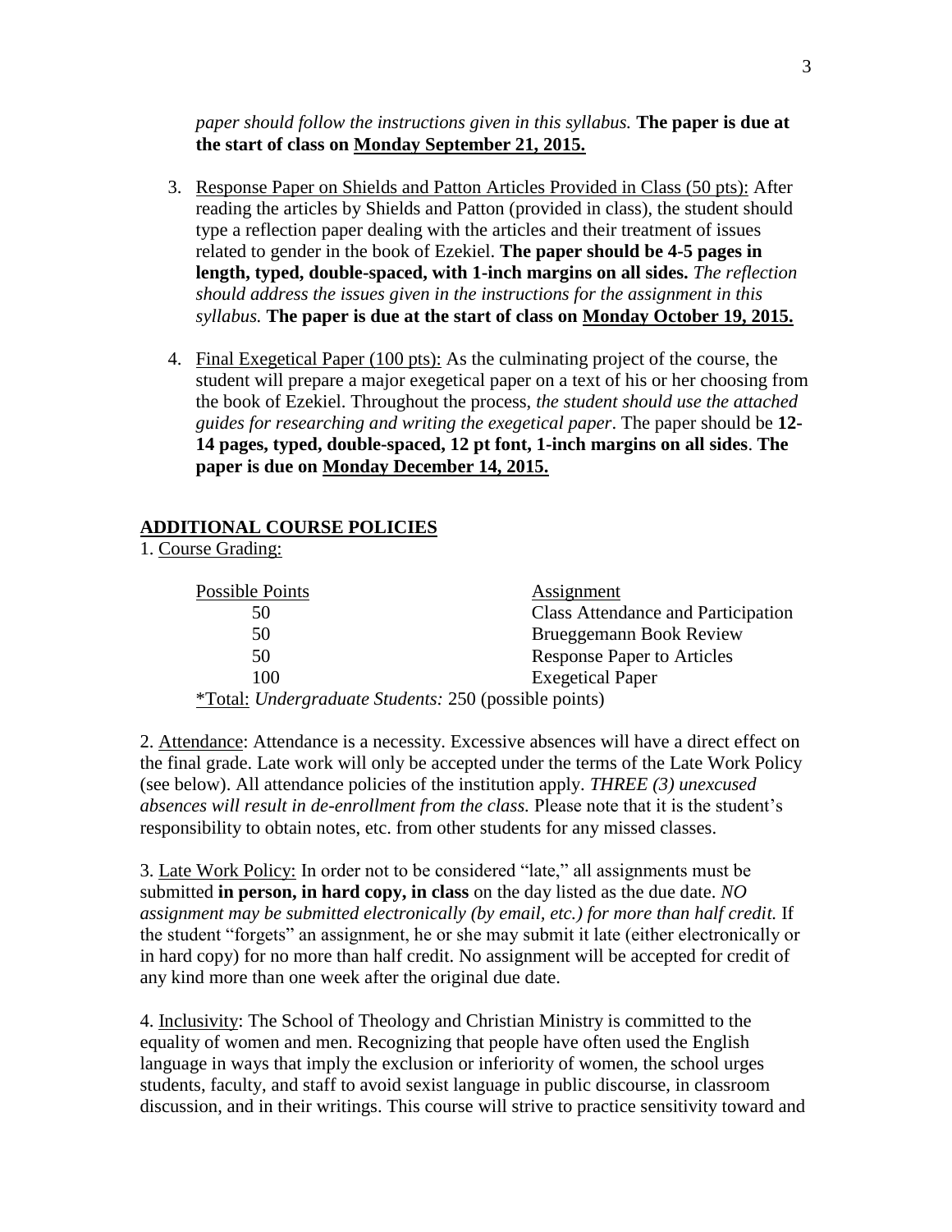*paper should follow the instructions given in this syllabus.* **The paper is due at the start of class on <u>Monday September 21, 2015.</u>**

3. <u>Response Paper on Shields and Patton Articles Provided in Class (50 pts):</u> After reading the articles by Shields and Patton (provided in class), the student should type a reflection paper dealing with the articles and their treatment of issues related to gender in the book of Ezekiel. **The paper should be 4-5 pages in length, typed, double-spaced, with 1-inch margins on all sides.** *The reflection should address the issues given in the instructions for the assignment in this syllabus.* **The paper is due at the start of class on <u>Monday October 19, 2015.</u>**

4. <u>Final Exegetical Paper (100 pts):</u> As the culminating project of the course, the student will prepare a major exegetical paper on a text of his or her choosing from the book of Ezekiel. Throughout the process, *the student should use the attached guides for researching and writing the exegetical paper*. The paper should be **12-14 pages, typed, double-spaced, 12 pt font, 1-inch margins on all sides**. **The paper is due on <u>Monday December 14, 2015.</u>**

## ADDITIONAL COURSE POLICIES

1. <u>Course Grading:</u>

| Possible Points | Assignment |
| --- | --- |
| 50 | Class Attendance and Participation |
| 50 | Brueggemann Book Review |
| 50 | Response Paper to Articles |
| 100 | Exegetical Paper |

<u>*Total:</u> *Undergraduate Students:* 250 (possible points)

2. <u>Attendance</u>: Attendance is a necessity. Excessive absences will have a direct effect on the final grade. Late work will only be accepted under the terms of the Late Work Policy (see below). All attendance policies of the institution apply. *THREE (3) unexcused absences will result in de-enrollment from the class.* Please note that it is the student's responsibility to obtain notes, etc. from other students for any missed classes.

3. <u>Late Work Policy:</u> In order not to be considered "late," all assignments must be submitted **in person, in hard copy, in class** on the day listed as the due date. *NO assignment may be submitted electronically (by email, etc.) for more than half credit.* If the student "forgets" an assignment, he or she may submit it late (either electronically or in hard copy) for no more than half credit. No assignment will be accepted for credit of any kind more than one week after the original due date.

4. <u>Inclusivity</u>: The School of Theology and Christian Ministry is committed to the equality of women and men. Recognizing that people have often used the English language in ways that imply the exclusion or inferiority of women, the school urges students, faculty, and staff to avoid sexist language in public discourse, in classroom discussion, and in their writings. This course will strive to practice sensitivity toward and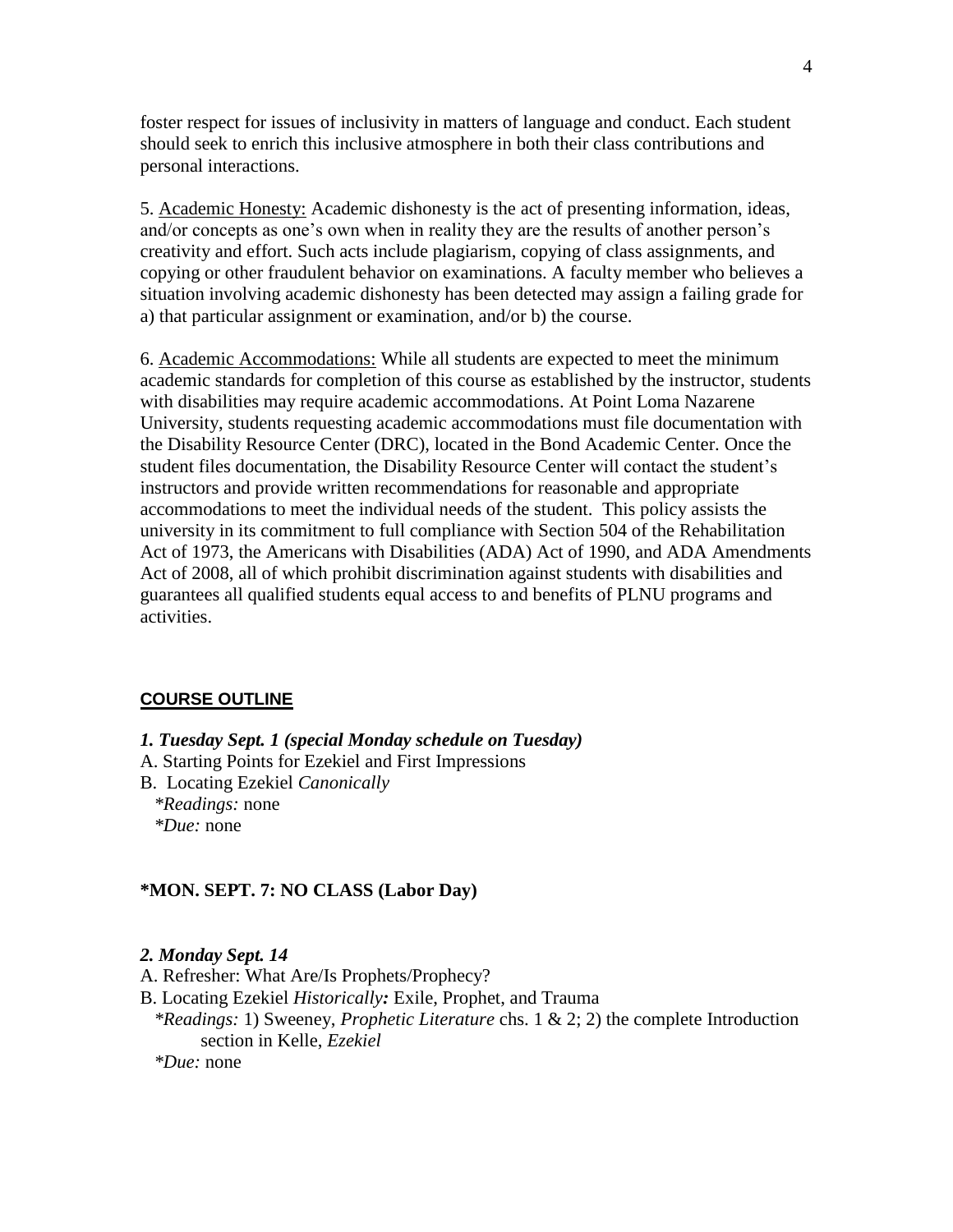foster respect for issues of inclusivity in matters of language and conduct. Each student should seek to enrich this inclusive atmosphere in both their class contributions and personal interactions.

5. <u>Academic Honesty:</u> Academic dishonesty is the act of presenting information, ideas, and/or concepts as one's own when in reality they are the results of another person's creativity and effort. Such acts include plagiarism, copying of class assignments, and copying or other fraudulent behavior on examinations. A faculty member who believes a situation involving academic dishonesty has been detected may assign a failing grade for a) that particular assignment or examination, and/or b) the course.

6. <u>Academic Accommodations:</u> While all students are expected to meet the minimum academic standards for completion of this course as established by the instructor, students with disabilities may require academic accommodations. At Point Loma Nazarene University, students requesting academic accommodations must file documentation with the Disability Resource Center (DRC), located in the Bond Academic Center. Once the student files documentation, the Disability Resource Center will contact the student's instructors and provide written recommendations for reasonable and appropriate accommodations to meet the individual needs of the student. This policy assists the university in its commitment to full compliance with Section 504 of the Rehabilitation Act of 1973, the Americans with Disabilities (ADA) Act of 1990, and ADA Amendments Act of 2008, all of which prohibit discrimination against students with disabilities and guarantees all qualified students equal access to and benefits of PLNU programs and activities.

## COURSE OUTLINE

***1. Tuesday Sept. 1 (special Monday schedule on Tuesday)***

A. Starting Points for Ezekiel and First Impressions

B. Locating Ezekiel *Canonically*

*Readings:* none

*Due:* none

**\*MON. SEPT. 7: NO CLASS (Labor Day)**

***2. Monday Sept. 14***

A. Refresher: What Are/Is Prophets/Prophecy?

B. Locating Ezekiel *Historically:* Exile, Prophet, and Trauma

*Readings:* 1) Sweeney, *Prophetic Literature* chs. 1 & 2; 2) the complete Introduction section in Kelle, *Ezekiel*

*Due:* none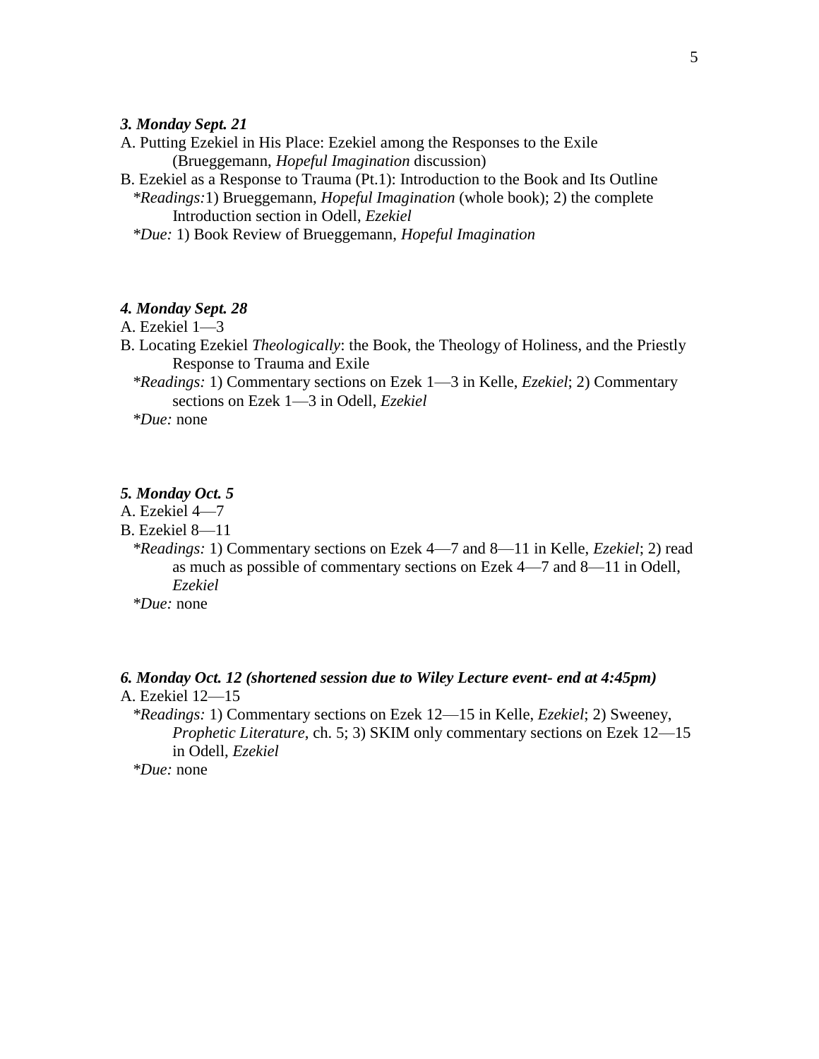***3. Monday Sept. 21***

A. Putting Ezekiel in His Place: Ezekiel among the Responses to the Exile (Brueggemann, *Hopeful Imagination* discussion)

B. Ezekiel as a Response to Trauma (Pt.1): Introduction to the Book and Its Outline

*Readings:* 1) Brueggemann, *Hopeful Imagination* (whole book); 2) the complete Introduction section in Odell, *Ezekiel*

*Due:* 1) Book Review of Brueggemann, *Hopeful Imagination*

***4. Monday Sept. 28***

A. Ezekiel 1—3

B. Locating Ezekiel *Theologically*: the Book, the Theology of Holiness, and the Priestly Response to Trauma and Exile

*Readings:* 1) Commentary sections on Ezek 1—3 in Kelle, *Ezekiel*; 2) Commentary sections on Ezek 1—3 in Odell, *Ezekiel*

*Due:* none

***5. Monday Oct. 5***

A. Ezekiel 4—7

B. Ezekiel 8—11

*Readings:* 1) Commentary sections on Ezek 4—7 and 8—11 in Kelle, *Ezekiel*; 2) read as much as possible of commentary sections on Ezek 4—7 and 8—11 in Odell, *Ezekiel*

*Due:* none

***6. Monday Oct. 12 (shortened session due to Wiley Lecture event- end at 4:45pm)***

A. Ezekiel 12—15

*Readings:* 1) Commentary sections on Ezek 12—15 in Kelle, *Ezekiel*; 2) Sweeney, *Prophetic Literature*, ch. 5; 3) SKIM only commentary sections on Ezek 12—15 in Odell, *Ezekiel*

*Due:* none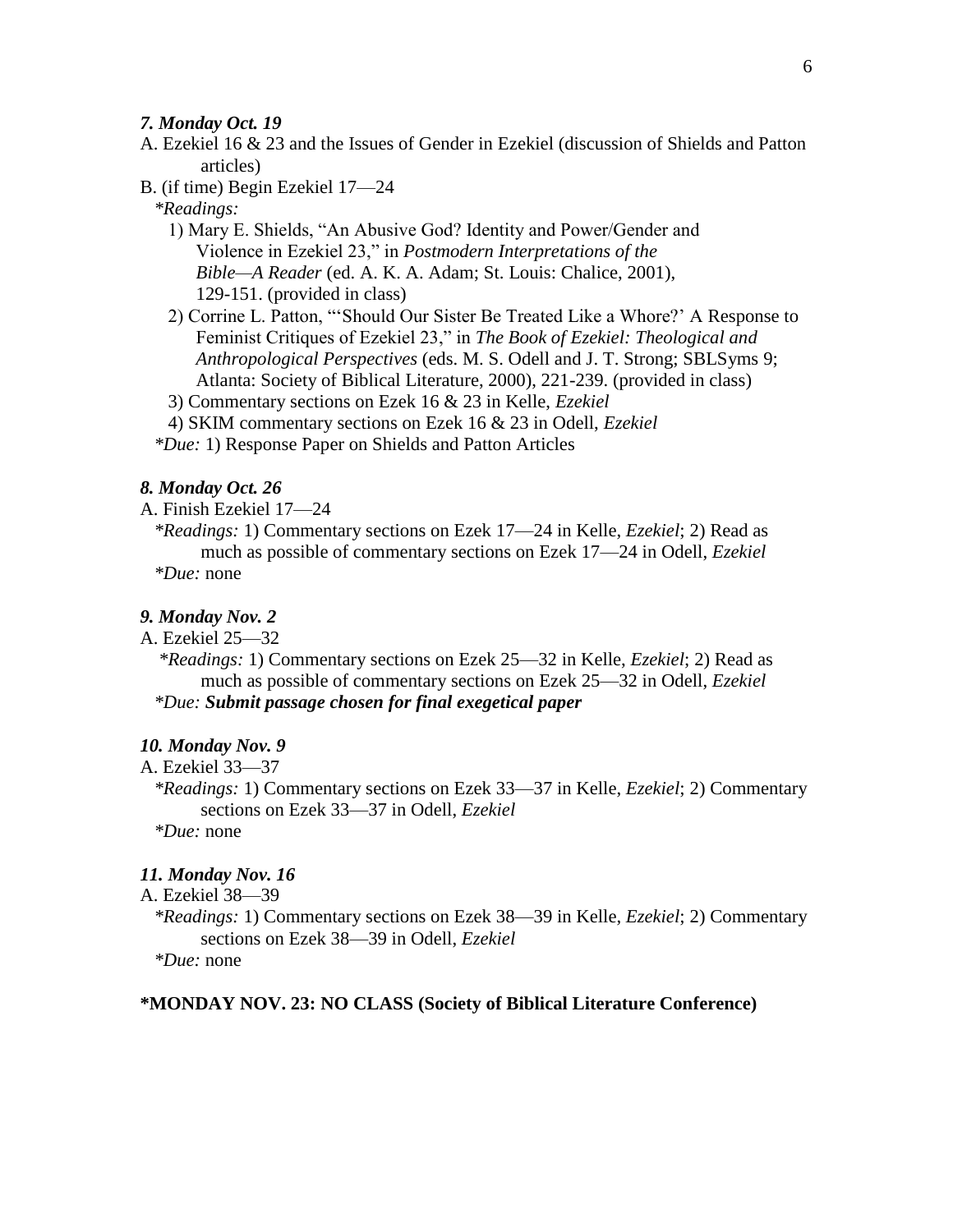*7. Monday Oct. 19*

A. Ezekiel 16 & 23 and the Issues of Gender in Ezekiel (discussion of Shields and Patton articles)

B. (if time) Begin Ezekiel 17—24

*Readings:*

1) Mary E. Shields, "An Abusive God? Identity and Power/Gender and Violence in Ezekiel 23," in *Postmodern Interpretations of the Bible—A Reader* (ed. A. K. A. Adam; St. Louis: Chalice, 2001), 129-151. (provided in class)

2) Corrine L. Patton, "'Should Our Sister Be Treated Like a Whore?' A Response to Feminist Critiques of Ezekiel 23," in *The Book of Ezekiel: Theological and Anthropological Perspectives* (eds. M. S. Odell and J. T. Strong; SBLSyms 9; Atlanta: Society of Biblical Literature, 2000), 221-239. (provided in class)

3) Commentary sections on Ezek 16 & 23 in Kelle, *Ezekiel*

4) SKIM commentary sections on Ezek 16 & 23 in Odell, *Ezekiel*

*Due:* 1) Response Paper on Shields and Patton Articles

*8. Monday Oct. 26*

A. Finish Ezekiel 17—24

*Readings:* 1) Commentary sections on Ezek 17—24 in Kelle, *Ezekiel*; 2) Read as much as possible of commentary sections on Ezek 17—24 in Odell, *Ezekiel*

*Due:* none

*9. Monday Nov. 2*

A. Ezekiel 25—32

*Readings:* 1) Commentary sections on Ezek 25—32 in Kelle, *Ezekiel*; 2) Read as much as possible of commentary sections on Ezek 25—32 in Odell, *Ezekiel*

*Due:* ***Submit passage chosen for final exegetical paper***

*10. Monday Nov. 9*

A. Ezekiel 33—37

*Readings:* 1) Commentary sections on Ezek 33—37 in Kelle, *Ezekiel*; 2) Commentary sections on Ezek 33—37 in Odell, *Ezekiel*

*Due:* none

*11. Monday Nov. 16*

A. Ezekiel 38—39

*Readings:* 1) Commentary sections on Ezek 38—39 in Kelle, *Ezekiel*; 2) Commentary sections on Ezek 38—39 in Odell, *Ezekiel*

*Due:* none

**\*MONDAY NOV. 23: NO CLASS (Society of Biblical Literature Conference)**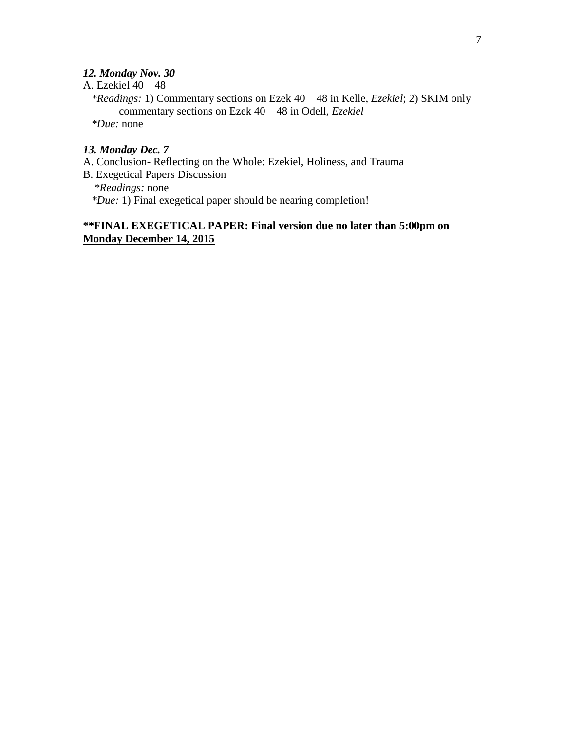***12. Monday Nov. 30***

A. Ezekiel 40—48

*Readings:* 1) Commentary sections on Ezek 40—48 in Kelle, *Ezekiel*; 2) SKIM only commentary sections on Ezek 40—48 in Odell, *Ezekiel*

*Due:* none

***13. Monday Dec. 7***

A. Conclusion- Reflecting on the Whole: Ezekiel, Holiness, and Trauma

B. Exegetical Papers Discussion

*Readings:* none

*Due:* 1) Final exegetical paper should be nearing completion!

****FINAL EXEGETICAL PAPER: Final version due no later than 5:00pm on <u>Monday December 14, 2015</u>**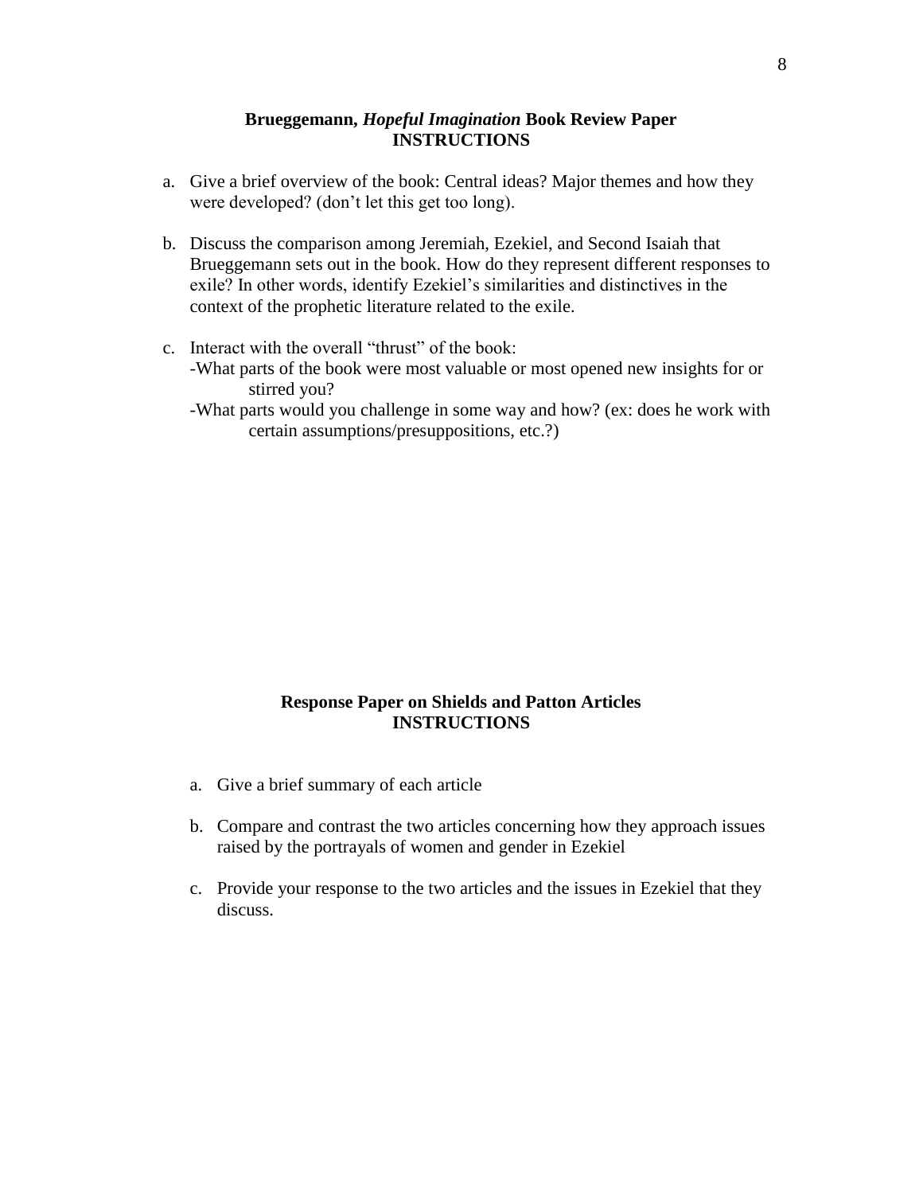## Brueggemann, *Hopeful Imagination* Book Review Paper
## INSTRUCTIONS

a. Give a brief overview of the book: Central ideas? Major themes and how they were developed? (don't let this get too long).

b. Discuss the comparison among Jeremiah, Ezekiel, and Second Isaiah that Brueggemann sets out in the book. How do they represent different responses to exile? In other words, identify Ezekiel's similarities and distinctives in the context of the prophetic literature related to the exile.

c. Interact with the overall "thrust" of the book:
   - What parts of the book were most valuable or most opened new insights for or stirred you?
   - What parts would you challenge in some way and how? (ex: does he work with certain assumptions/presuppositions, etc.?)

## Response Paper on Shields and Patton Articles
## INSTRUCTIONS

a. Give a brief summary of each article

b. Compare and contrast the two articles concerning how they approach issues raised by the portrayals of women and gender in Ezekiel

c. Provide your response to the two articles and the issues in Ezekiel that they discuss.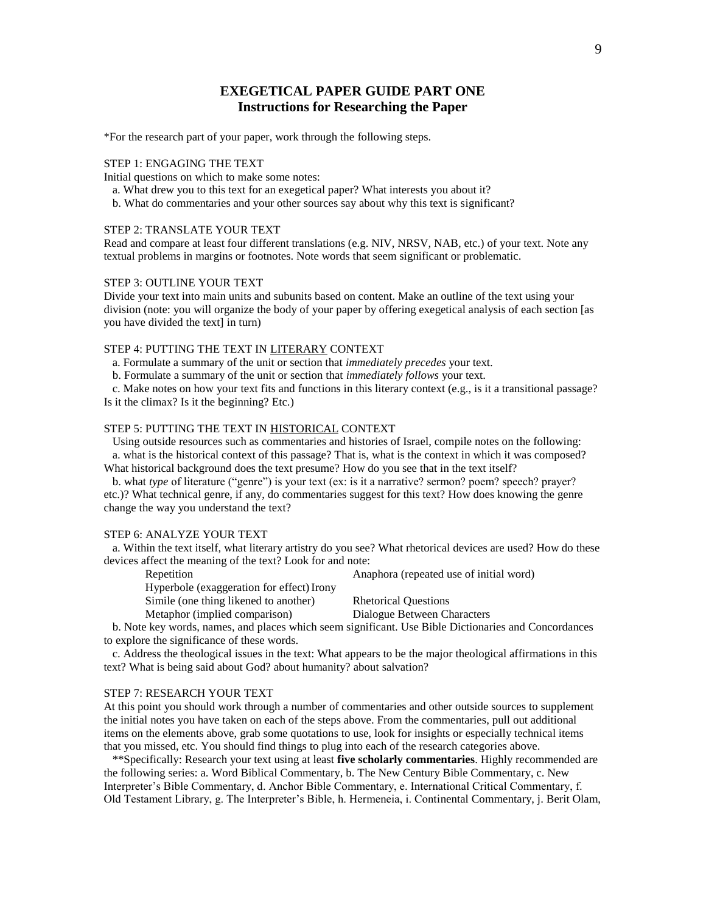## EXEGETICAL PAPER GUIDE PART ONE
### Instructions for Researching the Paper

*For the research part of your paper, work through the following steps.

STEP 1: ENGAGING THE TEXT

Initial questions on which to make some notes:

a. What drew you to this text for an exegetical paper? What interests you about it?

b. What do commentaries and your other sources say about why this text is significant?

STEP 2: TRANSLATE YOUR TEXT

Read and compare at least four different translations (e.g. NIV, NRSV, NAB, etc.) of your text. Note any textual problems in margins or footnotes. Note words that seem significant or problematic.

STEP 3: OUTLINE YOUR TEXT

Divide your text into main units and subunits based on content. Make an outline of the text using your division (note: you will organize the body of your paper by offering exegetical analysis of each section [as you have divided the text] in turn)

STEP 4: PUTTING THE TEXT IN <u>LITERARY</u> CONTEXT

a. Formulate a summary of the unit or section that *immediately precedes* your text.

b. Formulate a summary of the unit or section that *immediately follows* your text.

c. Make notes on how your text fits and functions in this literary context (e.g., is it a transitional passage? Is it the climax? Is it the beginning? Etc.)

STEP 5: PUTTING THE TEXT IN <u>HISTORICAL</u> CONTEXT

Using outside resources such as commentaries and histories of Israel, compile notes on the following:

a. what is the historical context of this passage? That is, what is the context in which it was composed? What historical background does the text presume? How do you see that in the text itself?

b. what *type* of literature ("genre") is your text (ex: is it a narrative? sermon? poem? speech? prayer? etc.)? What technical genre, if any, do commentaries suggest for this text? How does knowing the genre change the way you understand the text?

STEP 6: ANALYZE YOUR TEXT

a. Within the text itself, what literary artistry do you see? What rhetorical devices are used? How do these devices affect the meaning of the text? Look for and note:

| | |
|---|---|
| Repetition | Anaphora (repeated use of initial word) |
| Hyperbole (exaggeration for effect) | Irony |
| Simile (one thing likened to another) | Rhetorical Questions |
| Metaphor (implied comparison) | Dialogue Between Characters |

b. Note key words, names, and places which seem significant. Use Bible Dictionaries and Concordances to explore the significance of these words.

c. Address the theological issues in the text: What appears to be the major theological affirmations in this text? What is being said about God? about humanity? about salvation?

STEP 7: RESEARCH YOUR TEXT

At this point you should work through a number of commentaries and other outside sources to supplement the initial notes you have taken on each of the steps above. From the commentaries, pull out additional items on the elements above, grab some quotations to use, look for insights or especially technical items that you missed, etc. You should find things to plug into each of the research categories above.

**Specifically: Research your text using at least **five scholarly commentaries**. Highly recommended are the following series: a. Word Biblical Commentary, b. The New Century Bible Commentary, c. New Interpreter's Bible Commentary, d. Anchor Bible Commentary, e. International Critical Commentary, f. Old Testament Library, g. The Interpreter's Bible, h. Hermeneia, i. Continental Commentary, j. Berit Olam,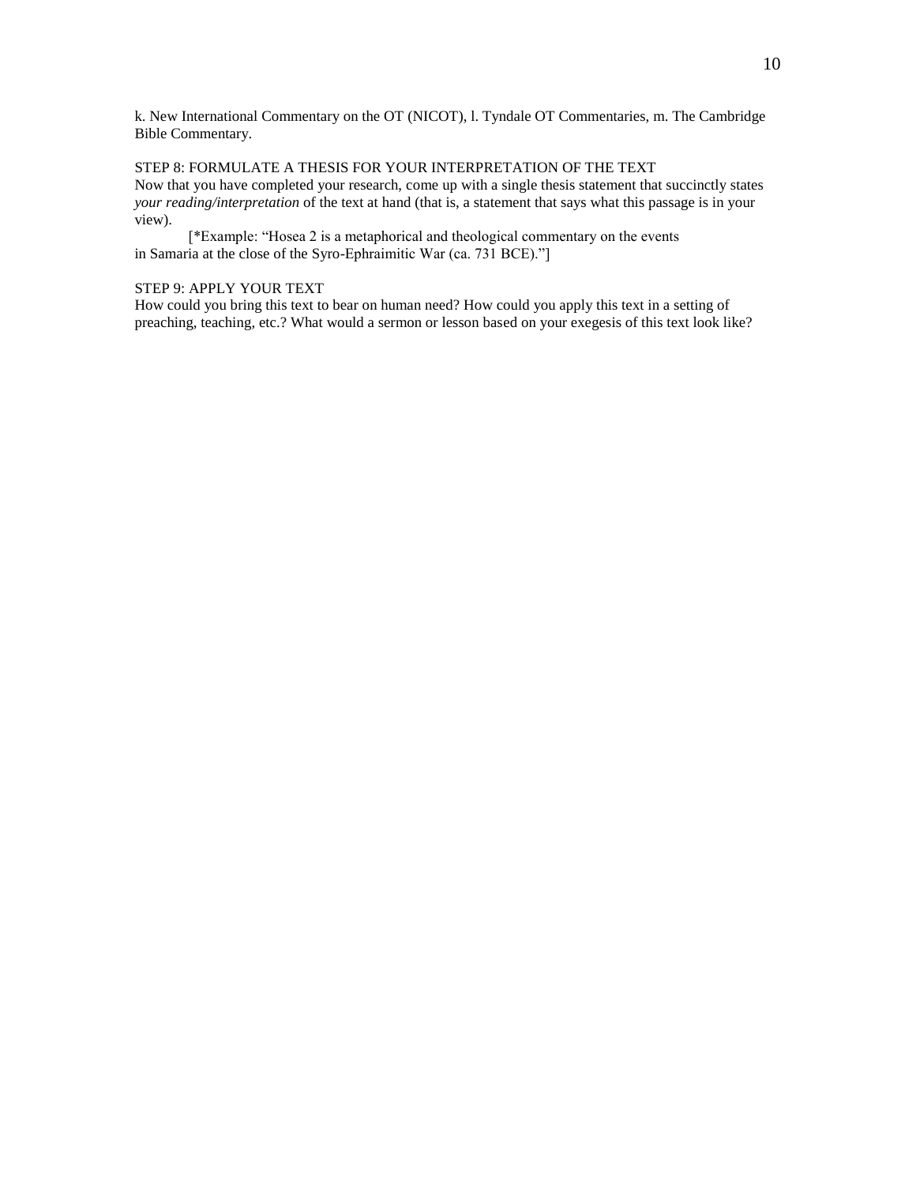k. New International Commentary on the OT (NICOT), l. Tyndale OT Commentaries, m. The Cambridge Bible Commentary.

STEP 8: FORMULATE A THESIS FOR YOUR INTERPRETATION OF THE TEXT

Now that you have completed your research, come up with a single thesis statement that succinctly states *your reading/interpretation* of the text at hand (that is, a statement that says what this passage is in your view).

[*Example: "Hosea 2 is a metaphorical and theological commentary on the events in Samaria at the close of the Syro-Ephraimitic War (ca. 731 BCE)."]

STEP 9: APPLY YOUR TEXT

How could you bring this text to bear on human need? How could you apply this text in a setting of preaching, teaching, etc.? What would a sermon or lesson based on your exegesis of this text look like?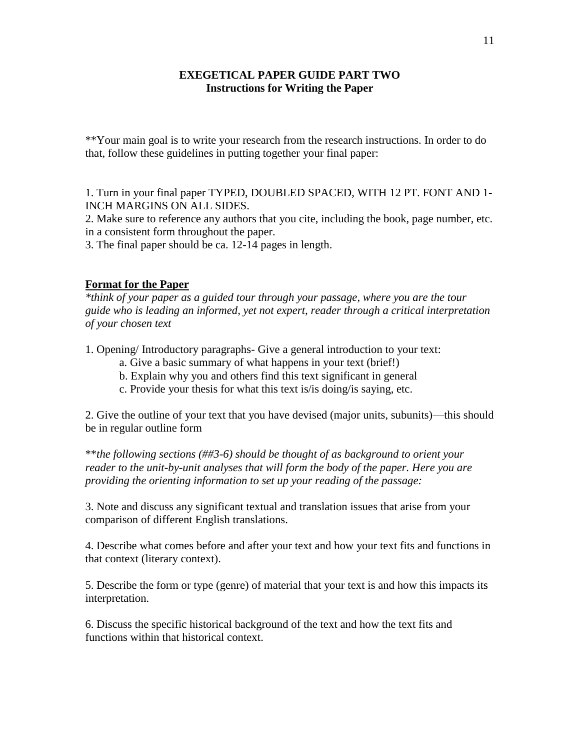**EXEGETICAL PAPER GUIDE PART TWO**
**Instructions for Writing the Paper**

**Your main goal is to write your research from the research instructions. In order to do that, follow these guidelines in putting together your final paper:

1. Turn in your final paper TYPED, DOUBLED SPACED, WITH 12 PT. FONT AND 1-INCH MARGINS ON ALL SIDES.
2. Make sure to reference any authors that you cite, including the book, page number, etc. in a consistent form throughout the paper.
3. The final paper should be ca. 12-14 pages in length.

**<u>Format for the Paper</u>**

*\*think of your paper as a guided tour through your passage, where you are the tour guide who is leading an informed, yet not expert, reader through a critical interpretation of your chosen text*

1. Opening/ Introductory paragraphs- Give a general introduction to your text:
    a. Give a basic summary of what happens in your text (brief!)
    b. Explain why you and others find this text significant in general
    c. Provide your thesis for what this text is/is doing/is saying, etc.

2. Give the outline of your text that you have devised (major units, subunits)—this should be in regular outline form

\*\**the following sections (##3-6) should be thought of as background to orient your reader to the unit-by-unit analyses that will form the body of the paper. Here you are providing the orienting information to set up your reading of the passage:*

3. Note and discuss any significant textual and translation issues that arise from your comparison of different English translations.

4. Describe what comes before and after your text and how your text fits and functions in that context (literary context).

5. Describe the form or type (genre) of material that your text is and how this impacts its interpretation.

6. Discuss the specific historical background of the text and how the text fits and functions within that historical context.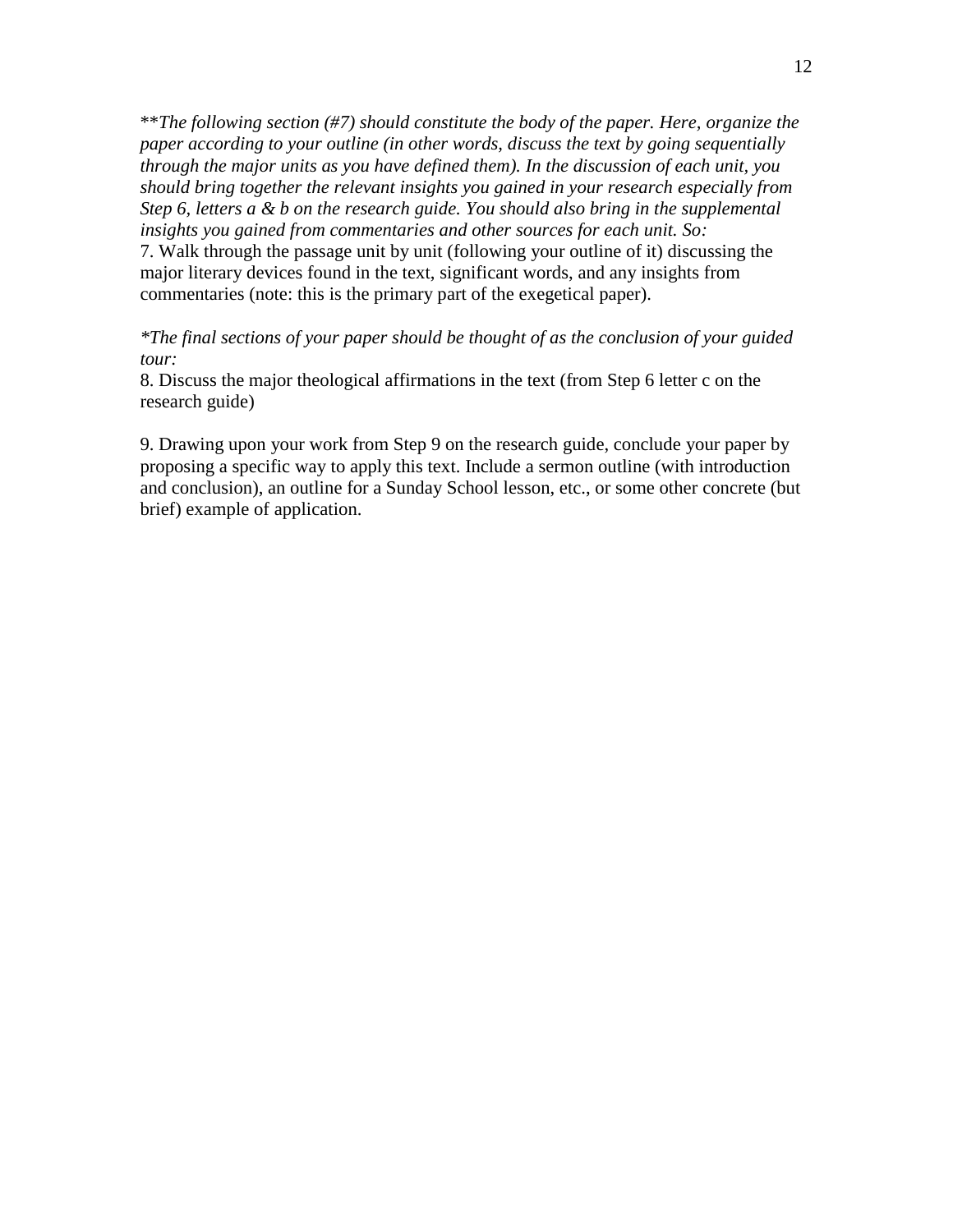\*\**The following section (#7) should constitute the body of the paper. Here, organize the paper according to your outline (in other words, discuss the text by going sequentially through the major units as you have defined them). In the discussion of each unit, you should bring together the relevant insights you gained in your research especially from Step 6, letters a & b on the research guide. You should also bring in the supplemental insights you gained from commentaries and other sources for each unit. So:*

7. Walk through the passage unit by unit (following your outline of it) discussing the major literary devices found in the text, significant words, and any insights from commentaries (note: this is the primary part of the exegetical paper).

\**The final sections of your paper should be thought of as the conclusion of your guided tour:*

8. Discuss the major theological affirmations in the text (from Step 6 letter c on the research guide)

9. Drawing upon your work from Step 9 on the research guide, conclude your paper by proposing a specific way to apply this text. Include a sermon outline (with introduction and conclusion), an outline for a Sunday School lesson, etc., or some other concrete (but brief) example of application.